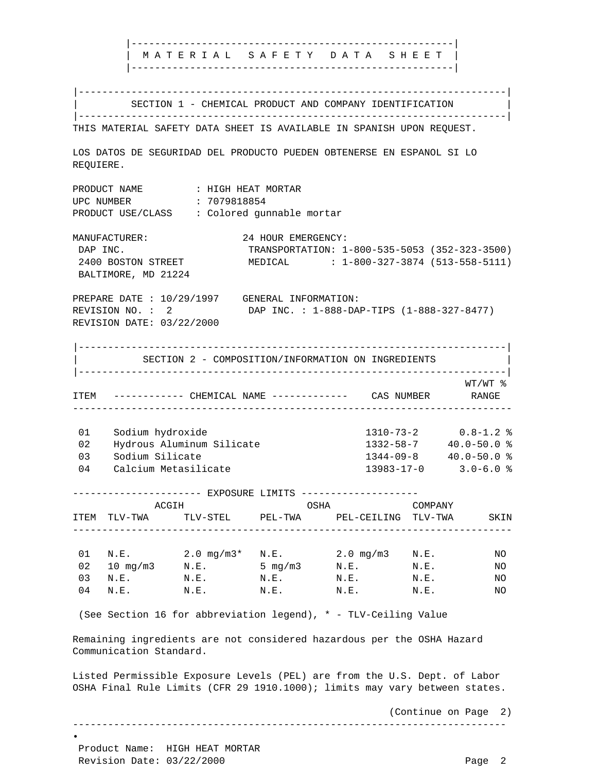# MATERIAL SAFETY DATA SHEET

## SECTION 1 - CHEMICAL PRODUCT AND COMPANY IDENTIFICATION

THIS MATERIAL SAFETY DATA SHEET IS AVAILABLE IN SPANISH UPON REQUEST.

LOS DATOS DE SEGURIDAD DEL PRODUCTO PUEDEN OBTENERSE EN ESPANOL SI LO REQUIERE.

PRODUCT NAME : HIGH HEAT MORTAR
UPC NUMBER : 7079818854
PRODUCT USE/CLASS : Colored gunnable mortar

MANUFACTURER:
DAP INC.
2400 BOSTON STREET
BALTIMORE, MD 21224

24 HOUR EMERGENCY:
TRANSPORTATION: 1-800-535-5053 (352-323-3500)
MEDICAL : 1-800-327-3874 (513-558-5111)

PREPARE DATE : 10/29/1997
REVISION NO. : 2
REVISION DATE: 03/22/2000

GENERAL INFORMATION:
DAP INC. : 1-888-DAP-TIPS (1-888-327-8477)

## SECTION 2 - COMPOSITION/INFORMATION ON INGREDIENTS

| ITEM | CHEMICAL NAME | CAS NUMBER | WT/WT % RANGE |
|---|---|---|---|
| 01 | Sodium hydroxide | 1310-73-2 | 0.8-1.2 % |
| 02 | Hydrous Aluminum Silicate | 1332-58-7 | 40.0-50.0 % |
| 03 | Sodium Silicate | 1344-09-8 | 40.0-50.0 % |
| 04 | Calcium Metasilicate | 13983-17-0 | 3.0-6.0 % |

### EXPOSURE LIMITS

| | ACGIH | | OSHA | | COMPANY | |
|---|---|---|---|---|---|---|
| ITEM | TLV-TWA | TLV-STEL | PEL-TWA | PEL-CEILING | TLV-TWA | SKIN |
| 01 | N.E. | 2.0 mg/m3* | N.E. | 2.0 mg/m3 | N.E. | NO |
| 02 | 10 mg/m3 | N.E. | 5 mg/m3 | N.E. | N.E. | NO |
| 03 | N.E. | N.E. | N.E. | N.E. | N.E. | NO |
| 04 | N.E. | N.E. | N.E. | N.E. | N.E. | NO |

(See Section 16 for abbreviation legend), * - TLV-Ceiling Value

Remaining ingredients are not considered hazardous per the OSHA Hazard Communication Standard.

Listed Permissible Exposure Levels (PEL) are from the U.S. Dept. of Labor OSHA Final Rule Limits (CFR 29 1910.1000); limits may vary between states.

(Continue on Page 2)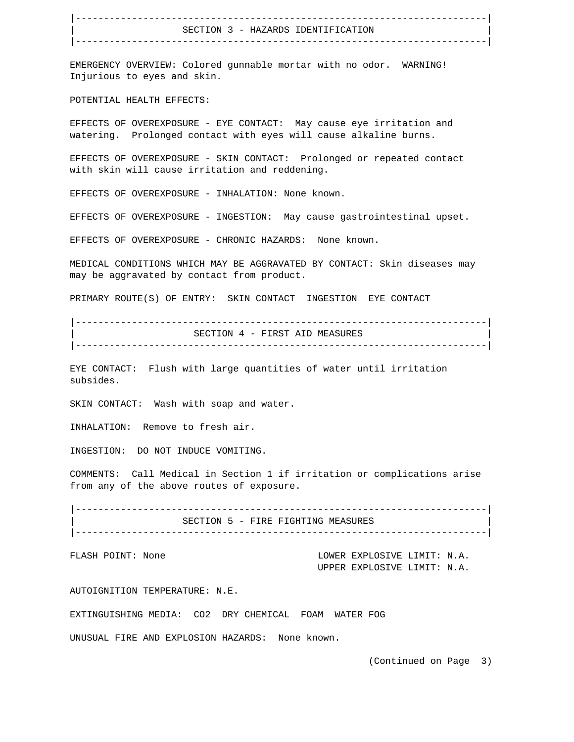## SECTION 3 - HAZARDS IDENTIFICATION

EMERGENCY OVERVIEW: Colored gunnable mortar with no odor. WARNING! Injurious to eyes and skin.

POTENTIAL HEALTH EFFECTS:

EFFECTS OF OVEREXPOSURE - EYE CONTACT: May cause eye irritation and watering. Prolonged contact with eyes will cause alkaline burns.

EFFECTS OF OVEREXPOSURE - SKIN CONTACT: Prolonged or repeated contact with skin will cause irritation and reddening.

EFFECTS OF OVEREXPOSURE - INHALATION: None known.

EFFECTS OF OVEREXPOSURE - INGESTION: May cause gastrointestinal upset.

EFFECTS OF OVEREXPOSURE - CHRONIC HAZARDS: None known.

MEDICAL CONDITIONS WHICH MAY BE AGGRAVATED BY CONTACT: Skin diseases may may be aggravated by contact from product.

PRIMARY ROUTE(S) OF ENTRY: SKIN CONTACT INGESTION EYE CONTACT

## SECTION 4 - FIRST AID MEASURES

EYE CONTACT: Flush with large quantities of water until irritation subsides.

SKIN CONTACT: Wash with soap and water.

INHALATION: Remove to fresh air.

INGESTION: DO NOT INDUCE VOMITING.

COMMENTS: Call Medical in Section 1 if irritation or complications arise from any of the above routes of exposure.

## SECTION 5 - FIRE FIGHTING MEASURES

FLASH POINT: None

LOWER EXPLOSIVE LIMIT: N.A.
UPPER EXPLOSIVE LIMIT: N.A.

AUTOIGNITION TEMPERATURE: N.E.

EXTINGUISHING MEDIA: $CO_2$ DRY CHEMICAL FOAM WATER FOG

UNUSUAL FIRE AND EXPLOSION HAZARDS: None known.

(Continued on Page 3)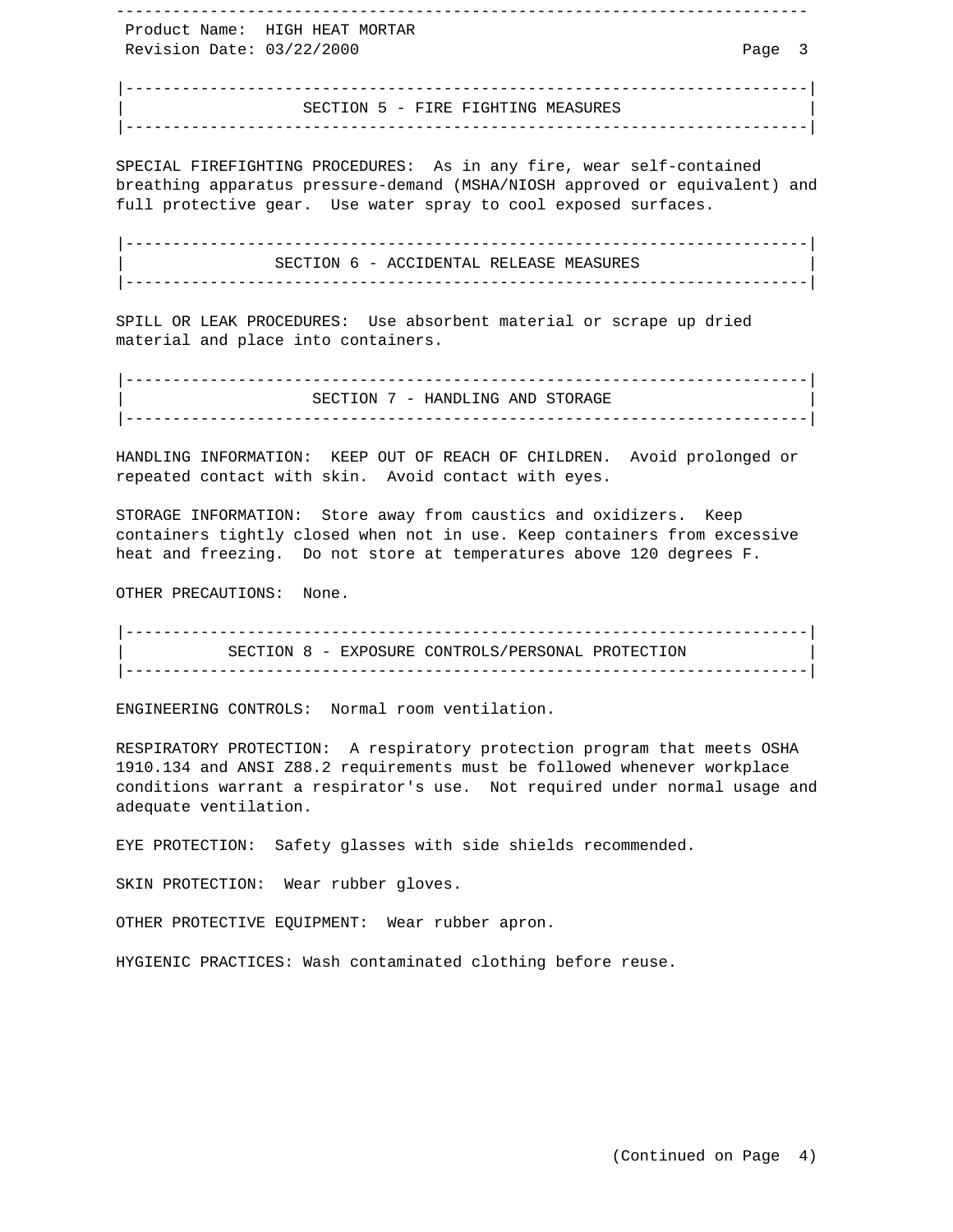## SECTION 5 - FIRE FIGHTING MEASURES

SPECIAL FIREFIGHTING PROCEDURES: As in any fire, wear self-contained breathing apparatus pressure-demand (MSHA/NIOSH approved or equivalent) and full protective gear. Use water spray to cool exposed surfaces.

## SECTION 6 - ACCIDENTAL RELEASE MEASURES

SPILL OR LEAK PROCEDURES: Use absorbent material or scrape up dried material and place into containers.

## SECTION 7 - HANDLING AND STORAGE

HANDLING INFORMATION: KEEP OUT OF REACH OF CHILDREN. Avoid prolonged or repeated contact with skin. Avoid contact with eyes.

STORAGE INFORMATION: Store away from caustics and oxidizers. Keep containers tightly closed when not in use. Keep containers from excessive heat and freezing. Do not store at temperatures above 120 degrees F.

OTHER PRECAUTIONS: None.

## SECTION 8 - EXPOSURE CONTROLS/PERSONAL PROTECTION

ENGINEERING CONTROLS: Normal room ventilation.

RESPIRATORY PROTECTION: A respiratory protection program that meets OSHA 1910.134 and ANSI Z88.2 requirements must be followed whenever workplace conditions warrant a respirator's use. Not required under normal usage and adequate ventilation.

EYE PROTECTION: Safety glasses with side shields recommended.

SKIN PROTECTION: Wear rubber gloves.

OTHER PROTECTIVE EQUIPMENT: Wear rubber apron.

HYGIENIC PRACTICES: Wash contaminated clothing before reuse.

(Continued on Page 4)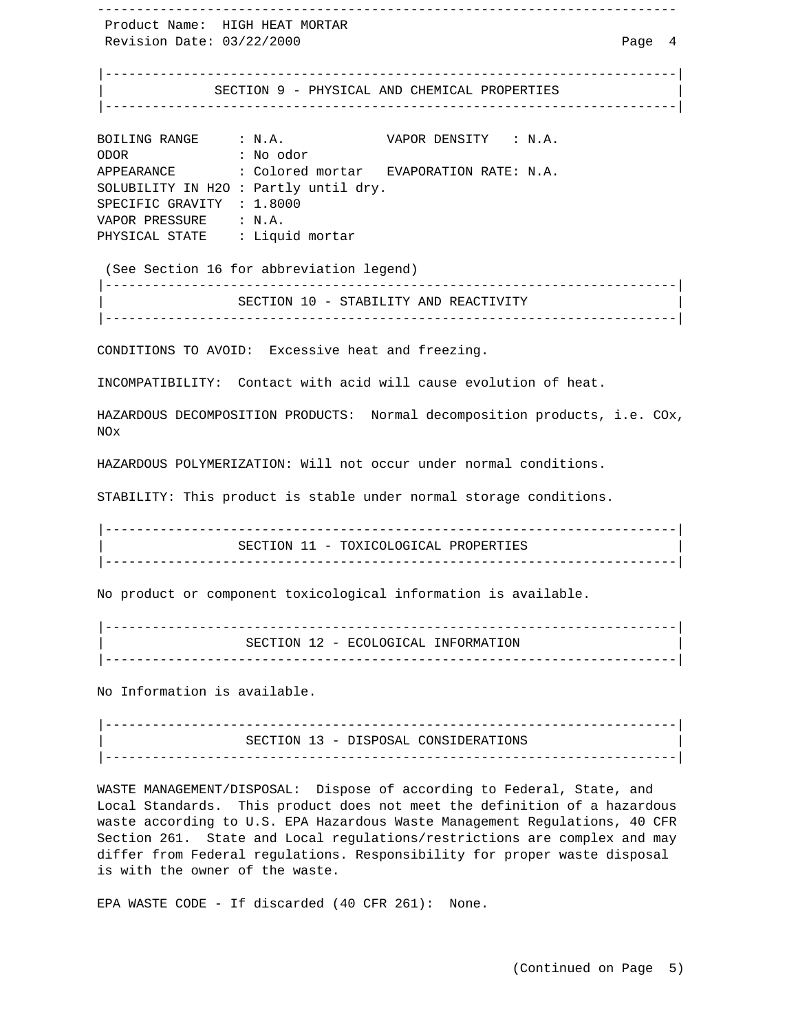## SECTION 9 - PHYSICAL AND CHEMICAL PROPERTIES

BOILING RANGE : N.A.
VAPOR DENSITY : N.A.
ODOR : No odor
APPEARANCE : Colored mortar
EVAPORATION RATE: N.A.
SOLUBILITY IN H2O : Partly until dry.
SPECIFIC GRAVITY : 1.8000
VAPOR PRESSURE : N.A.
PHYSICAL STATE : Liquid mortar

(See Section 16 for abbreviation legend)

## SECTION 10 - STABILITY AND REACTIVITY

CONDITIONS TO AVOID: Excessive heat and freezing.

INCOMPATIBILITY: Contact with acid will cause evolution of heat.

HAZARDOUS DECOMPOSITION PRODUCTS: Normal decomposition products, i.e. $CO_x$, $NO_x$

HAZARDOUS POLYMERIZATION: Will not occur under normal conditions.

STABILITY: This product is stable under normal storage conditions.

## SECTION 11 - TOXICOLOGICAL PROPERTIES

No product or component toxicological information is available.

## SECTION 12 - ECOLOGICAL INFORMATION

No Information is available.

## SECTION 13 - DISPOSAL CONSIDERATIONS

WASTE MANAGEMENT/DISPOSAL: Dispose of according to Federal, State, and Local Standards. This product does not meet the definition of a hazardous waste according to U.S. EPA Hazardous Waste Management Regulations, 40 CFR Section 261. State and Local regulations/restrictions are complex and may differ from Federal regulations. Responsibility for proper waste disposal is with the owner of the waste.

EPA WASTE CODE - If discarded (40 CFR 261): None.

(Continued on Page 5)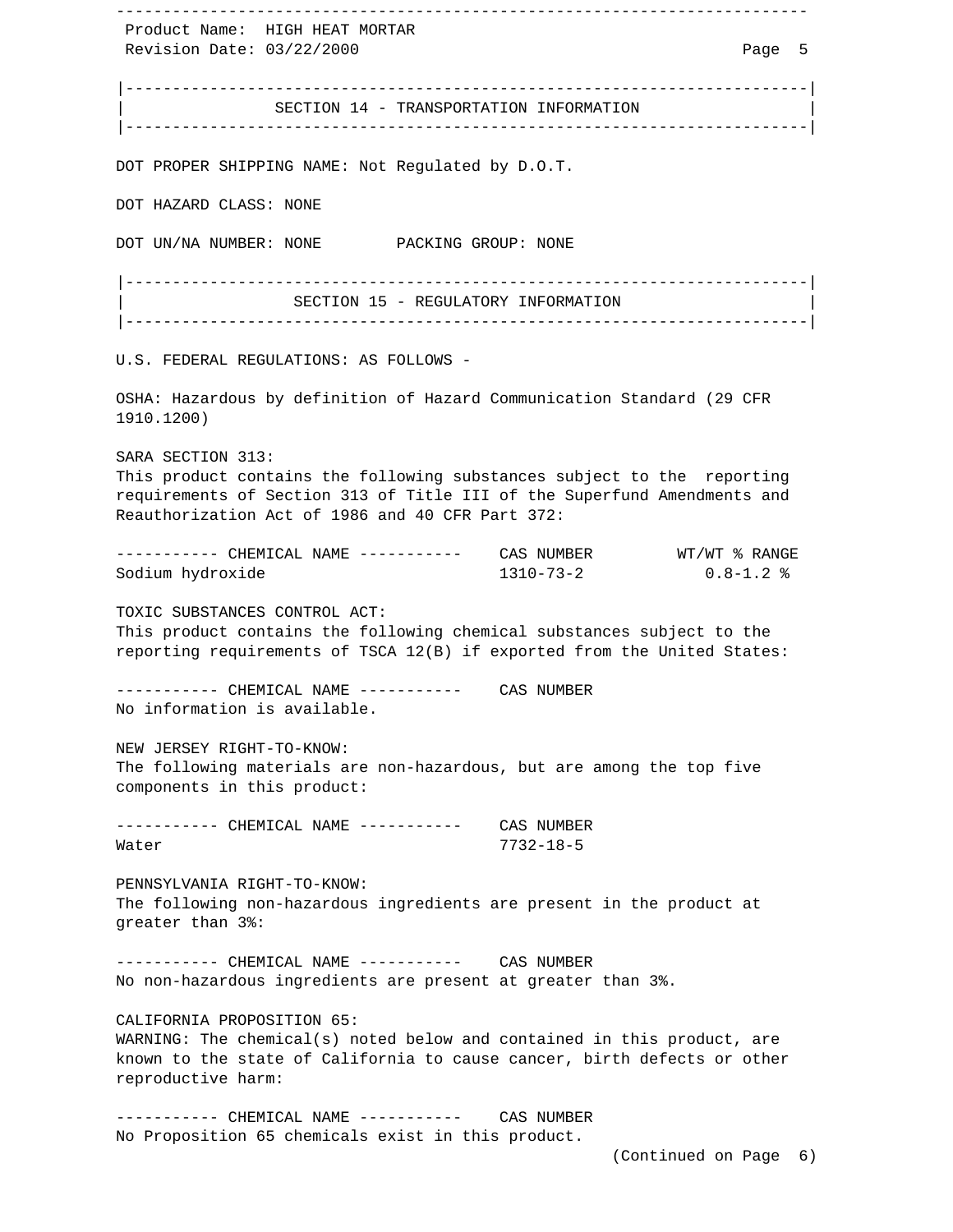## SECTION 14 - TRANSPORTATION INFORMATION

DOT PROPER SHIPPING NAME: Not Regulated by D.O.T.

DOT HAZARD CLASS: NONE

DOT UN/NA NUMBER: NONE        PACKING GROUP: NONE

## SECTION 15 - REGULATORY INFORMATION

U.S. FEDERAL REGULATIONS: AS FOLLOWS -

OSHA: Hazardous by definition of Hazard Communication Standard (29 CFR 1910.1200)

SARA SECTION 313:
This product contains the following substances subject to the reporting requirements of Section 313 of Title III of the Superfund Amendments and Reauthorization Act of 1986 and 40 CFR Part 372:

| CHEMICAL NAME | CAS NUMBER | WT/WT % RANGE |
|---|---|---|
| Sodium hydroxide | 1310-73-2 | 0.8-1.2 % |

TOXIC SUBSTANCES CONTROL ACT:
This product contains the following chemical substances subject to the reporting requirements of TSCA 12(B) if exported from the United States:

| CHEMICAL NAME | CAS NUMBER |
|---|---|
| No information is available. | |

NEW JERSEY RIGHT-TO-KNOW:
The following materials are non-hazardous, but are among the top five components in this product:

| CHEMICAL NAME | CAS NUMBER |
|---|---|
| Water | 7732-18-5 |

PENNSYLVANIA RIGHT-TO-KNOW:
The following non-hazardous ingredients are present in the product at greater than 3%:

| CHEMICAL NAME | CAS NUMBER |
|---|---|
| No non-hazardous ingredients are present at greater than 3%. | |

CALIFORNIA PROPOSITION 65:
WARNING: The chemical(s) noted below and contained in this product, are known to the state of California to cause cancer, birth defects or other reproductive harm:

| CHEMICAL NAME | CAS NUMBER |
|---|---|
| No Proposition 65 chemicals exist in this product. | |

(Continued on Page 6)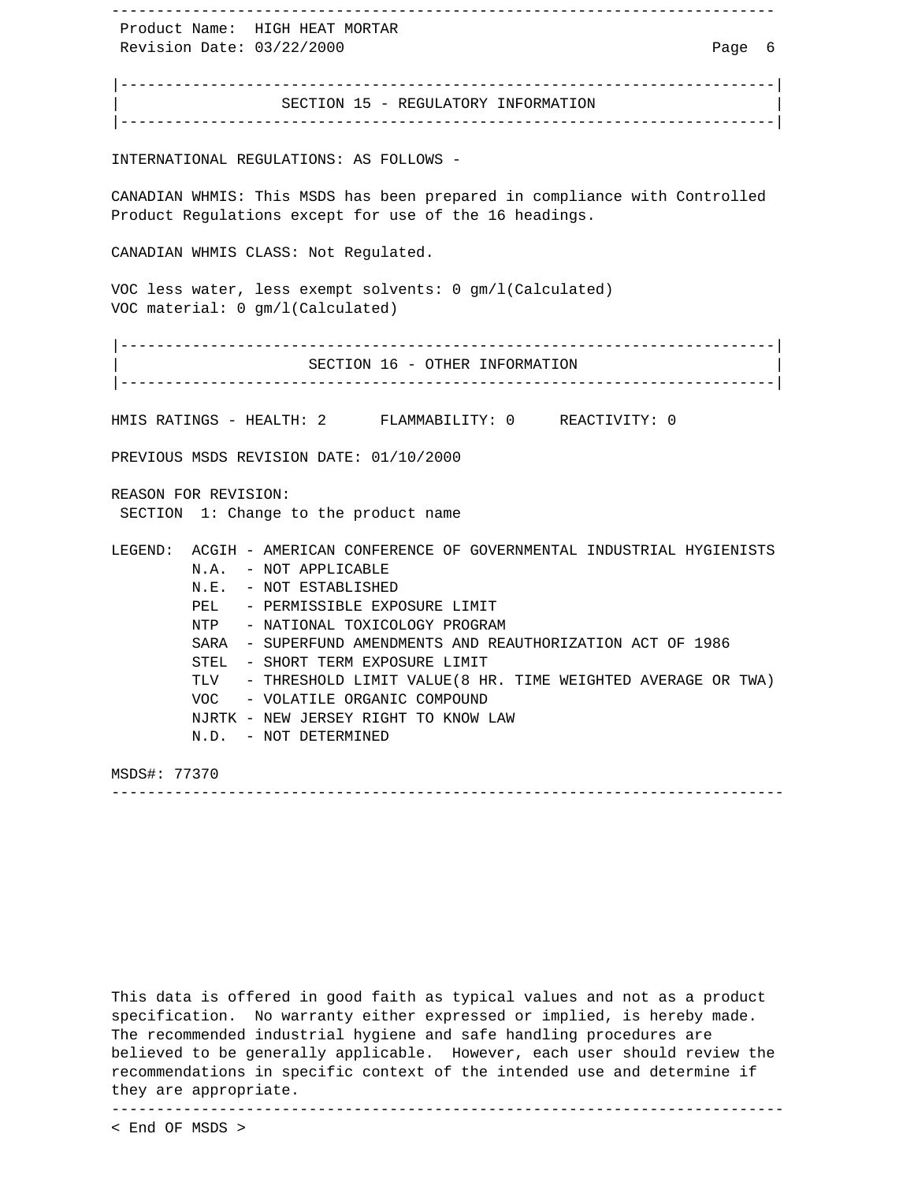## SECTION 15 - REGULATORY INFORMATION

INTERNATIONAL REGULATIONS: AS FOLLOWS -

CANADIAN WHMIS: This MSDS has been prepared in compliance with Controlled Product Regulations except for use of the 16 headings.

CANADIAN WHMIS CLASS: Not Regulated.

VOC less water, less exempt solvents: 0 gm/l(Calculated)
VOC material: 0 gm/l(Calculated)

## SECTION 16 - OTHER INFORMATION

HMIS RATINGS - HEALTH: 2      FLAMMABILITY: 0     REACTIVITY: 0

PREVIOUS MSDS REVISION DATE: 01/10/2000

REASON FOR REVISION:
SECTION  1: Change to the product name

LEGEND:
- ACGIH - AMERICAN CONFERENCE OF GOVERNMENTAL INDUSTRIAL HYGIENISTS
- N.A.  - NOT APPLICABLE
- N.E.  - NOT ESTABLISHED
- PEL   - PERMISSIBLE EXPOSURE LIMIT
- NTP   - NATIONAL TOXICOLOGY PROGRAM
- SARA  - SUPERFUND AMENDMENTS AND REAUTHORIZATION ACT OF 1986
- STEL  - SHORT TERM EXPOSURE LIMIT
- TLV   - THRESHOLD LIMIT VALUE(8 HR. TIME WEIGHTED AVERAGE OR TWA)
- VOC   - VOLATILE ORGANIC COMPOUND
- NJRTK - NEW JERSEY RIGHT TO KNOW LAW
- N.D.  - NOT DETERMINED

MSDS#: 77370

This data is offered in good faith as typical values and not as a product specification.  No warranty either expressed or implied, is hereby made. The recommended industrial hygiene and safe handling procedures are believed to be generally applicable.  However, each user should review the recommendations in specific context of the intended use and determine if they are appropriate.

< End OF MSDS >